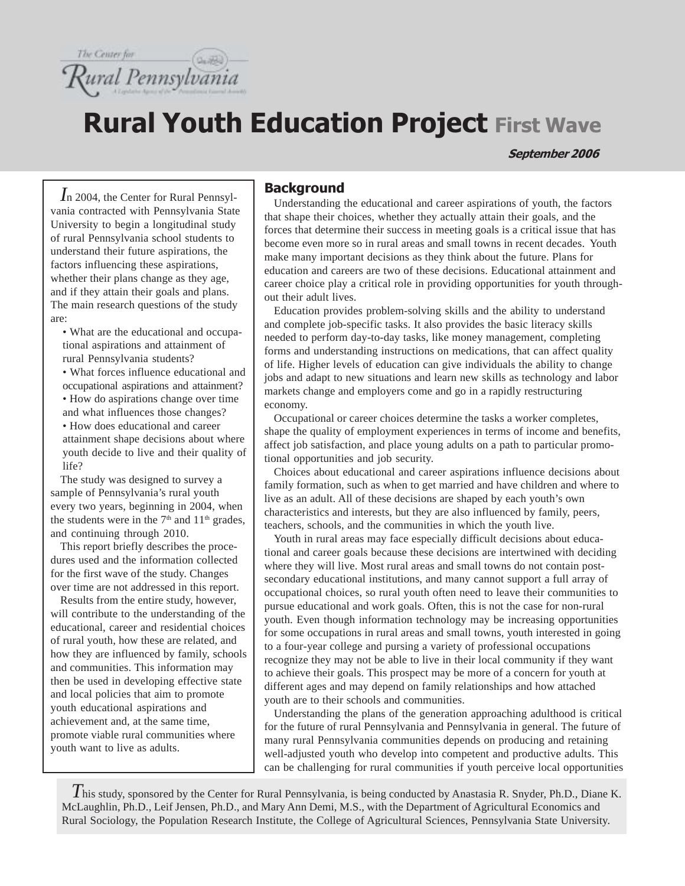The Center for Rural Pennsylvania

# Rural Youth Education Project First Wave

*September 2006*

In 2004, the Center for Rural Pennsylvania contracted with Pennsylvania State University to begin a longitudinal study of rural Pennsylvania school students to understand their future aspirations, the factors influencing these aspirations, whether their plans change as they age, and if they attain their goals and plans. The main research questions of the study are:

- What are the educational and occupational aspirations and attainment of rural Pennsylvania students?
- What forces influence educational and occupational aspirations and attainment?
- How do aspirations change over time and what influences those changes?
- How does educational and career attainment shape decisions about where youth decide to live and their quality of life?

The study was designed to survey a sample of Pennsylvania's rural youth every two years, beginning in 2004, when the students were in the 7th and 11th grades, and continuing through 2010.

This report briefly describes the procedures used and the information collected for the first wave of the study. Changes over time are not addressed in this report.

Results from the entire study, however, will contribute to the understanding of the educational, career and residential choices of rural youth, how these are related, and how they are influenced by family, schools and communities. This information may then be used in developing effective state and local policies that aim to promote youth educational aspirations and achievement and, at the same time, promote viable rural communities where youth want to live as adults.

## Background

Understanding the educational and career aspirations of youth, the factors that shape their choices, whether they actually attain their goals, and the forces that determine their success in meeting goals is a critical issue that has become even more so in rural areas and small towns in recent decades. Youth make many important decisions as they think about the future. Plans for education and careers are two of these decisions. Educational attainment and career choice play a critical role in providing opportunities for youth throughout their adult lives.

Education provides problem-solving skills and the ability to understand and complete job-specific tasks. It also provides the basic literacy skills needed to perform day-to-day tasks, like money management, completing forms and understanding instructions on medications, that can affect quality of life. Higher levels of education can give individuals the ability to change jobs and adapt to new situations and learn new skills as technology and labor markets change and employers come and go in a rapidly restructuring economy.

Occupational or career choices determine the tasks a worker completes, shape the quality of employment experiences in terms of income and benefits, affect job satisfaction, and place young adults on a path to particular promotional opportunities and job security.

Choices about educational and career aspirations influence decisions about family formation, such as when to get married and have children and where to live as an adult. All of these decisions are shaped by each youth's own characteristics and interests, but they are also influenced by family, peers, teachers, schools, and the communities in which the youth live.

Youth in rural areas may face especially difficult decisions about educational and career goals because these decisions are intertwined with deciding where they will live. Most rural areas and small towns do not contain post-secondary educational institutions, and many cannot support a full array of occupational choices, so rural youth often need to leave their communities to pursue educational and work goals. Often, this is not the case for non-rural youth. Even though information technology may be increasing opportunities for some occupations in rural areas and small towns, youth interested in going to a four-year college and pursing a variety of professional occupations recognize they may not be able to live in their local community if they want to achieve their goals. This prospect may be more of a concern for youth at different ages and may depend on family relationships and how attached youth are to their schools and communities.

Understanding the plans of the generation approaching adulthood is critical for the future of rural Pennsylvania and Pennsylvania in general. The future of many rural Pennsylvania communities depends on producing and retaining well-adjusted youth who develop into competent and productive adults. This can be challenging for rural communities if youth perceive local opportunities

This study, sponsored by the Center for Rural Pennsylvania, is being conducted by Anastasia R. Snyder, Ph.D., Diane K. McLaughlin, Ph.D., Leif Jensen, Ph.D., and Mary Ann Demi, M.S., with the Department of Agricultural Economics and Rural Sociology, the Population Research Institute, the College of Agricultural Sciences, Pennsylvania State University.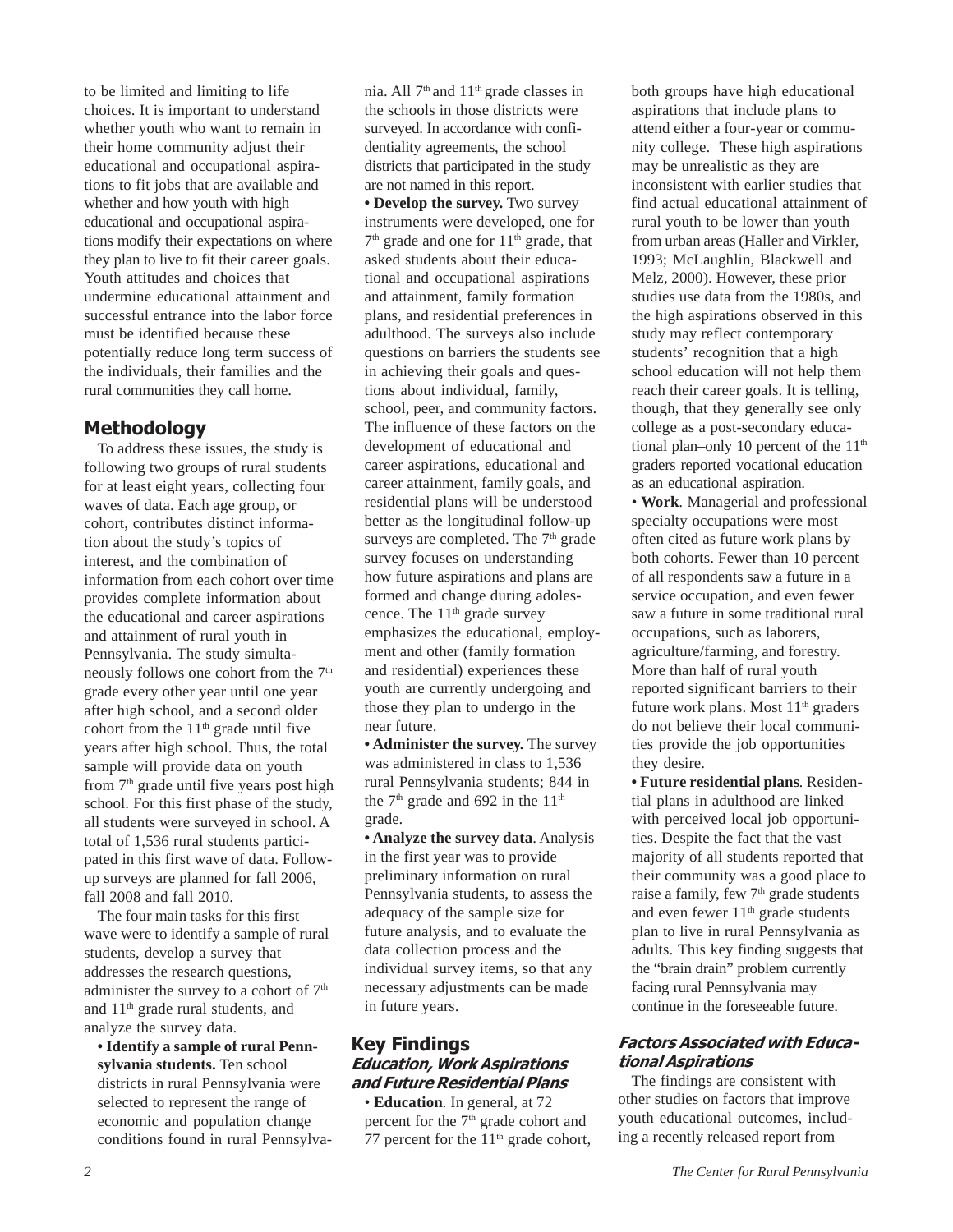to be limited and limiting to life choices. It is important to understand whether youth who want to remain in their home community adjust their educational and occupational aspirations to fit jobs that are available and whether and how youth with high educational and occupational aspirations modify their expectations on where they plan to live to fit their career goals. Youth attitudes and choices that undermine educational attainment and successful entrance into the labor force must be identified because these potentially reduce long term success of the individuals, their families and the rural communities they call home.

## Methodology

To address these issues, the study is following two groups of rural students for at least eight years, collecting four waves of data. Each age group, or cohort, contributes distinct information about the study's topics of interest, and the combination of information from each cohort over time provides complete information about the educational and career aspirations and attainment of rural youth in Pennsylvania. The study simultaneously follows one cohort from the 7th grade every other year until one year after high school, and a second older cohort from the 11th grade until five years after high school. Thus, the total sample will provide data on youth from 7th grade until five years post high school. For this first phase of the study, all students were surveyed in school. A total of 1,536 rural students participated in this first wave of data. Follow-up surveys are planned for fall 2006, fall 2008 and fall 2010.

The four main tasks for this first wave were to identify a sample of rural students, develop a survey that addresses the research questions, administer the survey to a cohort of 7th and 11th grade rural students, and analyze the survey data.

- **Identify a sample of rural Pennsylvania students.** Ten school districts in rural Pennsylvania were selected to represent the range of economic and population change conditions found in rural Pennsylvania. All 7th and 11th grade classes in the schools in those districts were surveyed. In accordance with confidentiality agreements, the school districts that participated in the study are not named in this report.
- **Develop the survey.** Two survey instruments were developed, one for 7th grade and one for 11th grade, that asked students about their educational and occupational aspirations and attainment, family formation plans, and residential preferences in adulthood. The surveys also include questions on barriers the students see in achieving their goals and questions about individual, family, school, peer, and community factors. The influence of these factors on the development of educational and career aspirations, educational and career attainment, family goals, and residential plans will be understood better as the longitudinal follow-up surveys are completed. The 7th grade survey focuses on understanding how future aspirations and plans are formed and change during adolescence. The 11th grade survey emphasizes the educational, employment and other (family formation and residential) experiences these youth are currently undergoing and those they plan to undergo in the near future.
- **Administer the survey.** The survey was administered in class to 1,536 rural Pennsylvania students; 844 in the 7th grade and 692 in the 11th grade.
- **Analyze the survey data**. Analysis in the first year was to provide preliminary information on rural Pennsylvania students, to assess the adequacy of the sample size for future analysis, and to evaluate the data collection process and the individual survey items, so that any necessary adjustments can be made in future years.

## Key Findings

### *Education, Work Aspirations and Future Residential Plans*

- **Education**. In general, at 72 percent for the 7th grade cohort and 77 percent for the 11th grade cohort, both groups have high educational aspirations that include plans to attend either a four-year or community college. These high aspirations may be unrealistic as they are inconsistent with earlier studies that find actual educational attainment of rural youth to be lower than youth from urban areas (Haller and Virkler, 1993; McLaughlin, Blackwell and Melz, 2000). However, these prior studies use data from the 1980s, and the high aspirations observed in this study may reflect contemporary students' recognition that a high school education will not help them reach their career goals. It is telling, though, that they generally see only college as a post-secondary educational plan–only 10 percent of the 11th graders reported vocational education as an educational aspiration.
- **Work**. Managerial and professional specialty occupations were most often cited as future work plans by both cohorts. Fewer than 10 percent of all respondents saw a future in a service occupation, and even fewer saw a future in some traditional rural occupations, such as laborers, agriculture/farming, and forestry. More than half of rural youth reported significant barriers to their future work plans. Most 11th graders do not believe their local communities provide the job opportunities they desire.
- **Future residential plans**. Residential plans in adulthood are linked with perceived local job opportunities. Despite the fact that the vast majority of all students reported that their community was a good place to raise a family, few 7th grade students and even fewer 11th grade students plan to live in rural Pennsylvania as adults. This key finding suggests that the "brain drain" problem currently facing rural Pennsylvania may continue in the foreseeable future.

### *Factors Associated with Educational Aspirations*

The findings are consistent with other studies on factors that improve youth educational outcomes, including a recently released report from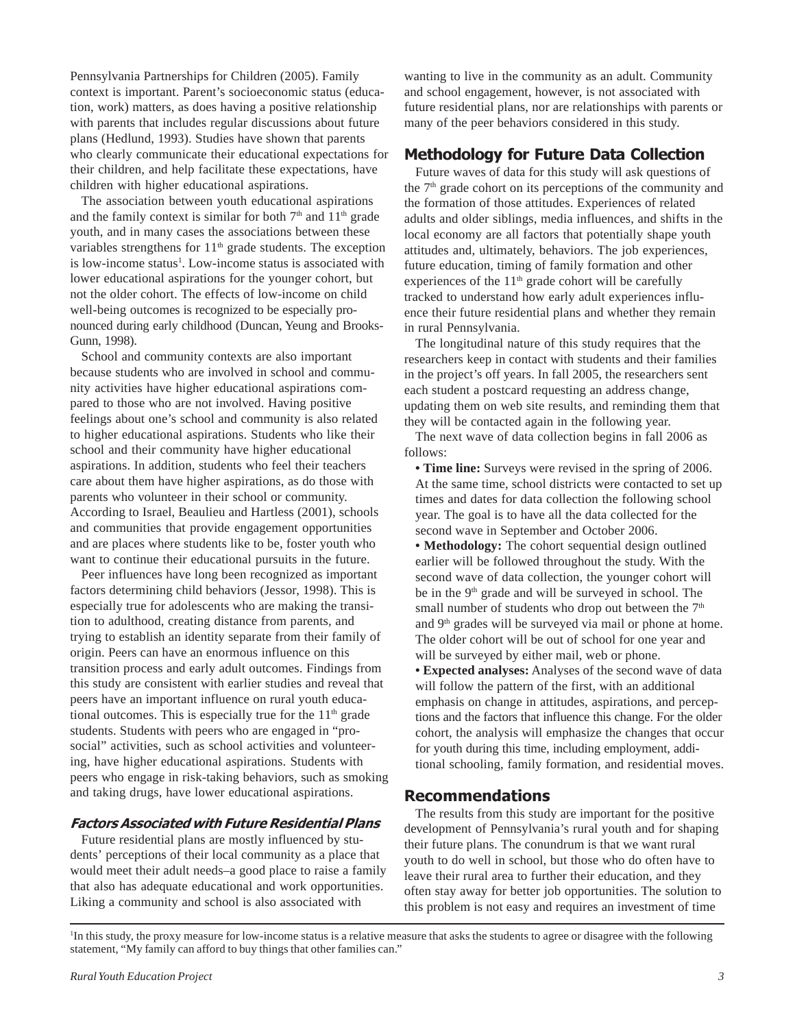Pennsylvania Partnerships for Children (2005). Family context is important. Parent's socioeconomic status (education, work) matters, as does having a positive relationship with parents that includes regular discussions about future plans (Hedlund, 1993). Studies have shown that parents who clearly communicate their educational expectations for their children, and help facilitate these expectations, have children with higher educational aspirations.

The association between youth educational aspirations and the family context is similar for both 7th and 11th grade youth, and in many cases the associations between these variables strengthens for 11th grade students. The exception is low-income status[1]. Low-income status is associated with lower educational aspirations for the younger cohort, but not the older cohort. The effects of low-income on child well-being outcomes is recognized to be especially pronounced during early childhood (Duncan, Yeung and Brooks-Gunn, 1998).

School and community contexts are also important because students who are involved in school and community activities have higher educational aspirations compared to those who are not involved. Having positive feelings about one's school and community is also related to higher educational aspirations. Students who like their school and their community have higher educational aspirations. In addition, students who feel their teachers care about them have higher aspirations, as do those with parents who volunteer in their school or community. According to Israel, Beaulieu and Hartless (2001), schools and communities that provide engagement opportunities and are places where students like to be, foster youth who want to continue their educational pursuits in the future.

Peer influences have long been recognized as important factors determining child behaviors (Jessor, 1998). This is especially true for adolescents who are making the transition to adulthood, creating distance from parents, and trying to establish an identity separate from their family of origin. Peers can have an enormous influence on this transition process and early adult outcomes. Findings from this study are consistent with earlier studies and reveal that peers have an important influence on rural youth educational outcomes. This is especially true for the 11th grade students. Students with peers who are engaged in "pro-social" activities, such as school activities and volunteering, have higher educational aspirations. Students with peers who engage in risk-taking behaviors, such as smoking and taking drugs, have lower educational aspirations.

### *Factors Associated with Future Residential Plans*

Future residential plans are mostly influenced by students' perceptions of their local community as a place that would meet their adult needs–a good place to raise a family that also has adequate educational and work opportunities. Liking a community and school is also associated with wanting to live in the community as an adult. Community and school engagement, however, is not associated with future residential plans, nor are relationships with parents or many of the peer behaviors considered in this study.

## Methodology for Future Data Collection

Future waves of data for this study will ask questions of the 7th grade cohort on its perceptions of the community and the formation of those attitudes. Experiences of related adults and older siblings, media influences, and shifts in the local economy are all factors that potentially shape youth attitudes and, ultimately, behaviors. The job experiences, future education, timing of family formation and other experiences of the 11th grade cohort will be carefully tracked to understand how early adult experiences influence their future residential plans and whether they remain in rural Pennsylvania.

The longitudinal nature of this study requires that the researchers keep in contact with students and their families in the project's off years. In fall 2005, the researchers sent each student a postcard requesting an address change, updating them on web site results, and reminding them that they will be contacted again in the following year.

The next wave of data collection begins in fall 2006 as follows:

- **Time line:** Surveys were revised in the spring of 2006. At the same time, school districts were contacted to set up times and dates for data collection the following school year. The goal is to have all the data collected for the second wave in September and October 2006.
- **Methodology:** The cohort sequential design outlined earlier will be followed throughout the study. With the second wave of data collection, the younger cohort will be in the 9th grade and will be surveyed in school. The small number of students who drop out between the 7th and 9th grades will be surveyed via mail or phone at home. The older cohort will be out of school for one year and will be surveyed by either mail, web or phone.
- **Expected analyses:** Analyses of the second wave of data will follow the pattern of the first, with an additional emphasis on change in attitudes, aspirations, and perceptions and the factors that influence this change. For the older cohort, the analysis will emphasize the changes that occur for youth during this time, including employment, additional schooling, family formation, and residential moves.

## Recommendations

The results from this study are important for the positive development of Pennsylvania's rural youth and for shaping their future plans. The conundrum is that we want rural youth to do well in school, but those who do often have to leave their rural area to further their education, and they often stay away for better job opportunities. The solution to this problem is not easy and requires an investment of time

[1] In this study, the proxy measure for low-income status is a relative measure that asks the students to agree or disagree with the following statement, "My family can afford to buy things that other families can."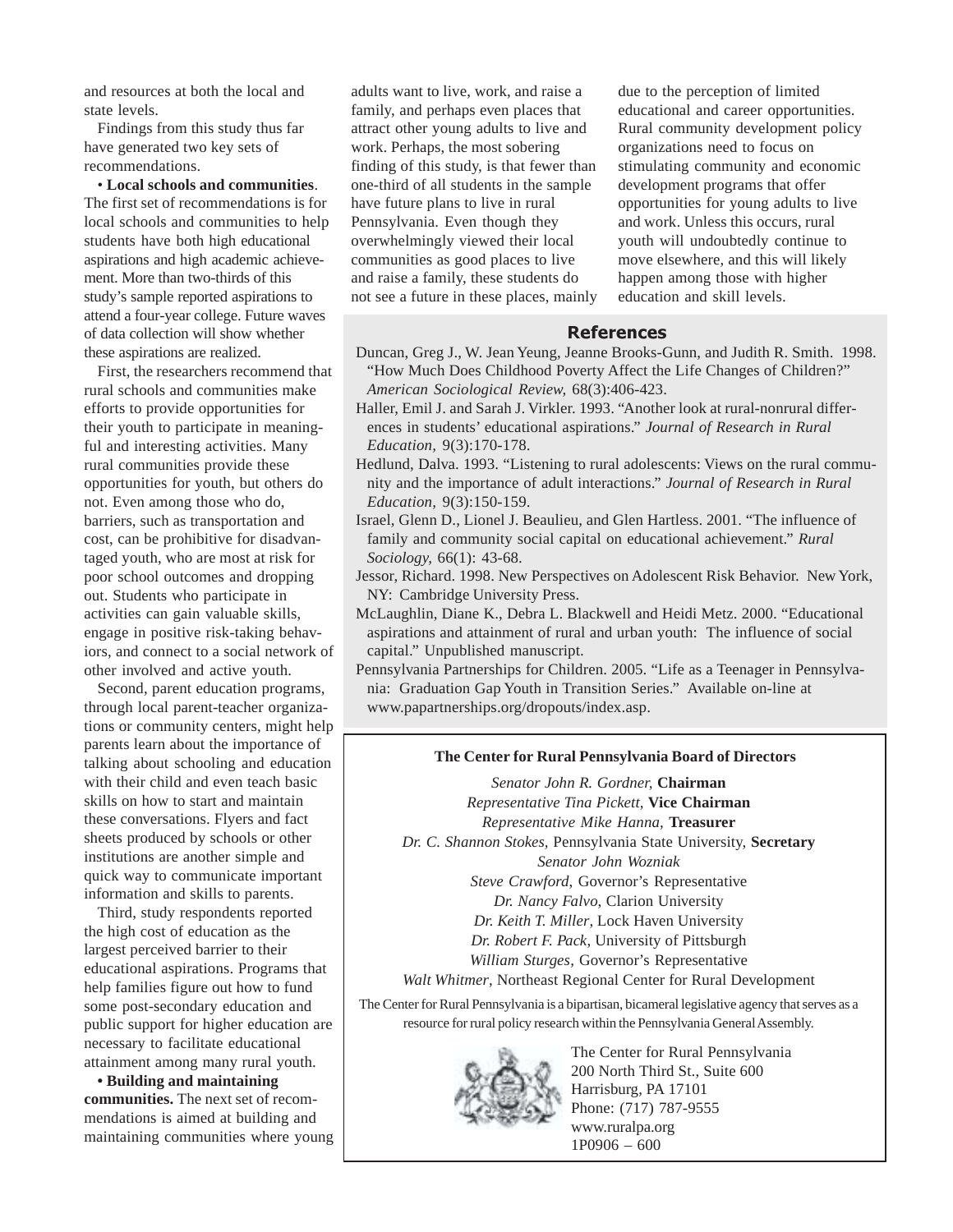and resources at both the local and state levels.

Findings from this study thus far have generated two key sets of recommendations.

• **Local schools and communities**. The first set of recommendations is for local schools and communities to help students have both high educational aspirations and high academic achievement. More than two-thirds of this study's sample reported aspirations to attend a four-year college. Future waves of data collection will show whether these aspirations are realized.

First, the researchers recommend that rural schools and communities make efforts to provide opportunities for their youth to participate in meaningful and interesting activities. Many rural communities provide these opportunities for youth, but others do not. Even among those who do, barriers, such as transportation and cost, can be prohibitive for disadvantaged youth, who are most at risk for poor school outcomes and dropping out. Students who participate in activities can gain valuable skills, engage in positive risk-taking behaviors, and connect to a social network of other involved and active youth.

Second, parent education programs, through local parent-teacher organizations or community centers, might help parents learn about the importance of talking about schooling and education with their child and even teach basic skills on how to start and maintain these conversations. Flyers and fact sheets produced by schools or other institutions are another simple and quick way to communicate important information and skills to parents.

Third, study respondents reported the high cost of education as the largest perceived barrier to their educational aspirations. Programs that help families figure out how to fund some post-secondary education and public support for higher education are necessary to facilitate educational attainment among many rural youth.

**• Building and maintaining communities.** The next set of recommendations is aimed at building and maintaining communities where young adults want to live, work, and raise a family, and perhaps even places that attract other young adults to live and work. Perhaps, the most sobering finding of this study, is that fewer than one-third of all students in the sample have future plans to live in rural Pennsylvania. Even though they overwhelmingly viewed their local communities as good places to live and raise a family, these students do not see a future in these places, mainly due to the perception of limited educational and career opportunities. Rural community development policy organizations need to focus on stimulating community and economic development programs that offer opportunities for young adults to live and work. Unless this occurs, rural youth will undoubtedly continue to move elsewhere, and this will likely happen among those with higher education and skill levels.

## References

Duncan, Greg J., W. Jean Yeung, Jeanne Brooks-Gunn, and Judith R. Smith. 1998. "How Much Does Childhood Poverty Affect the Life Changes of Children?" *American Sociological Review,* 68(3):406-423.

Haller, Emil J. and Sarah J. Virkler. 1993. "Another look at rural-nonrural differences in students' educational aspirations." *Journal of Research in Rural Education*, 9(3):170-178.

Hedlund, Dalva. 1993. "Listening to rural adolescents: Views on the rural community and the importance of adult interactions." *Journal of Research in Rural Education*, 9(3):150-159.

Israel, Glenn D., Lionel J. Beaulieu, and Glen Hartless. 2001. "The influence of family and community social capital on educational achievement." *Rural Sociology,* 66(1): 43-68.

Jessor, Richard. 1998. New Perspectives on Adolescent Risk Behavior. New York, NY: Cambridge University Press.

McLaughlin, Diane K., Debra L. Blackwell and Heidi Metz. 2000. "Educational aspirations and attainment of rural and urban youth: The influence of social capital." Unpublished manuscript.

Pennsylvania Partnerships for Children. 2005. "Life as a Teenager in Pennsylvania: Graduation Gap Youth in Transition Series." Available on-line at www.papartnerships.org/dropouts/index.asp.

**The Center for Rural Pennsylvania Board of Directors**

*Senator John R. Gordner,* **Chairman**
*Representative Tina Pickett,* **Vice Chairman**
*Representative Mike Hanna,* **Treasurer**
*Dr. C. Shannon Stokes,* Pennsylvania State University, **Secretary**
*Senator John Wozniak*
*Steve Crawford,* Governor's Representative
*Dr. Nancy Falvo,* Clarion University
*Dr. Keith T. Miller,* Lock Haven University
*Dr. Robert F. Pack,* University of Pittsburgh
*William Sturges,* Governor's Representative
*Walt Whitmer,* Northeast Regional Center for Rural Development

The Center for Rural Pennsylvania is a bipartisan, bicameral legislative agency that serves as a resource for rural policy research within the Pennsylvania General Assembly.

The Center for Rural Pennsylvania
200 North Third St., Suite 600
Harrisburg, PA 17101
Phone: (717) 787-9555
www.ruralpa.org
1P0906 – 600